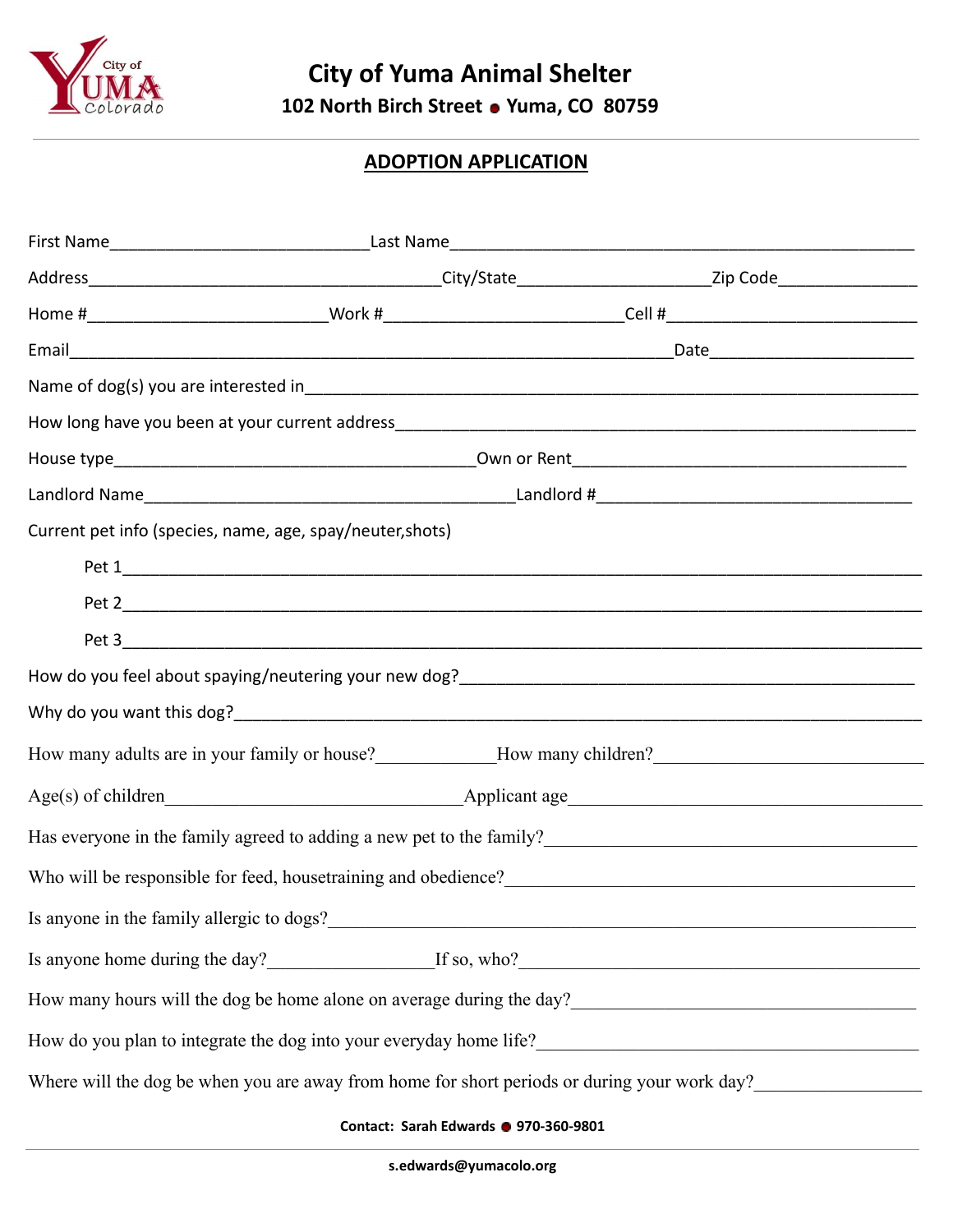# City of Yuma Animal Shelter

**102 North Birch Street • Yuma, CO 80759**

## ADOPTION APPLICATION

First Name____________________________Last Name__________________________________________________

Address______________________________________City/State_____________________Zip Code_______________

Home #__________________________Work #__________________________Cell #___________________________

Email_________________________________________________________________Date______________________

Name of dog(s) you are interested in___________________________________________________________

How long have you been at your current address_________________________________________________

House type_______________________________________Own or Rent___________________________________

Landlord Name_________________________________________Landlord #__________________________________

Current pet info (species, name, age, spay/neuter,shots)

Pet 1_____________________________________________________________________________

Pet 2_____________________________________________________________________________

Pet 3_____________________________________________________________________________

How do you feel about spaying/neutering your new dog?_______________________________________________

Why do you want this dog?_____________________________________________________________________

How many adults are in your family or house?_____________How many children?______________________________

Age(s) of children________________________________Applicant age_________________________________________

Has everyone in the family agreed to adding a new pet to the family?____________________________________________

Who will be responsible for feed, housetraining and obedience?_____________________________________________

Is anyone in the family allergic to dogs?_____________________________________________________________

Is anyone home during the day?_________________If so, who?___________________________________________

How many hours will the dog be home alone on average during the day?_____________________________________

How do you plan to integrate the dog into your everyday home life?______________________________________

Where will the dog be when you are away from home for short periods or during your work day?_________________

**Contact: Sarah Edwards • 970-360-9801**

**s.edwards@yumacolo.org**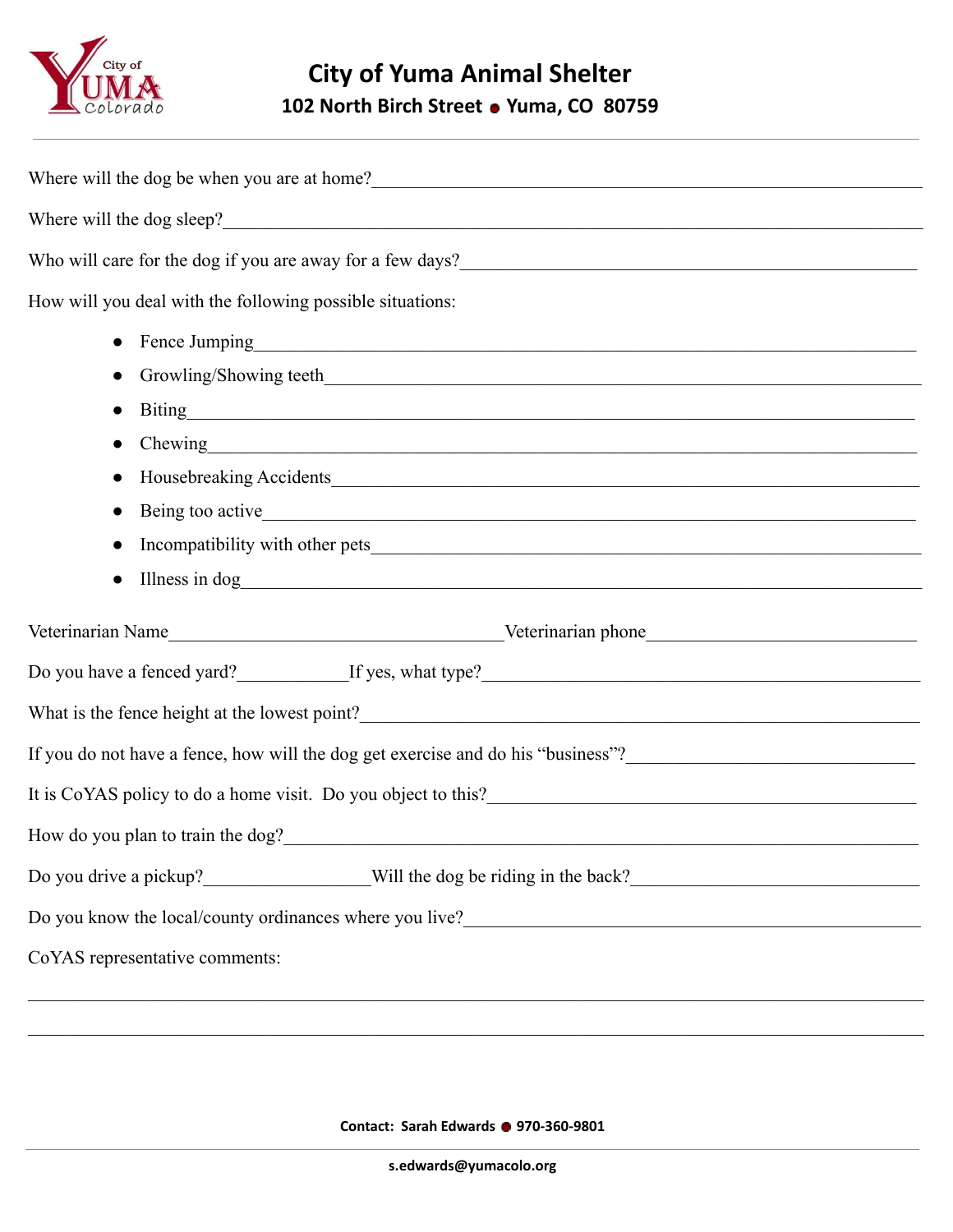# City of Yuma Animal Shelter

**102 North Birch Street • Yuma, CO 80759**

Where will the dog be when you are at home?______________________________________________

Where will the dog sleep?__________________________________________________________

Who will care for the dog if you are away for a few days?__________________________________

How will you deal with the following possible situations:

- Fence Jumping_______________________________________________________
- Growling/Showing teeth_______________________________________________
- Biting_____________________________________________________________
- Chewing___________________________________________________________
- Housebreaking Accidents_______________________________________________
- Being too active_____________________________________________________
- Incompatibility with other pets__________________________________________
- Illness in dog_______________________________________________________

Veterinarian Name______________________________Veterinarian phone________________________

Do you have a fenced yard?__________If yes, what type?____________________________________

What is the fence height at the lowest point?______________________________________________

If you do not have a fence, how will the dog get exercise and do his "business"?_________________________

It is CoYAS policy to do a home visit. Do you object to this?________________________________

How do you plan to train the dog?_____________________________________________________

Do you drive a pickup?______________Will the dog be riding in the back?______________________

Do you know the local/county ordinances where you live?___________________________________

CoYAS representative comments:

______________________________________________________________________________

______________________________________________________________________________

**Contact: Sarah Edwards • 970-360-9801**

**s.edwards@yumacolo.org**